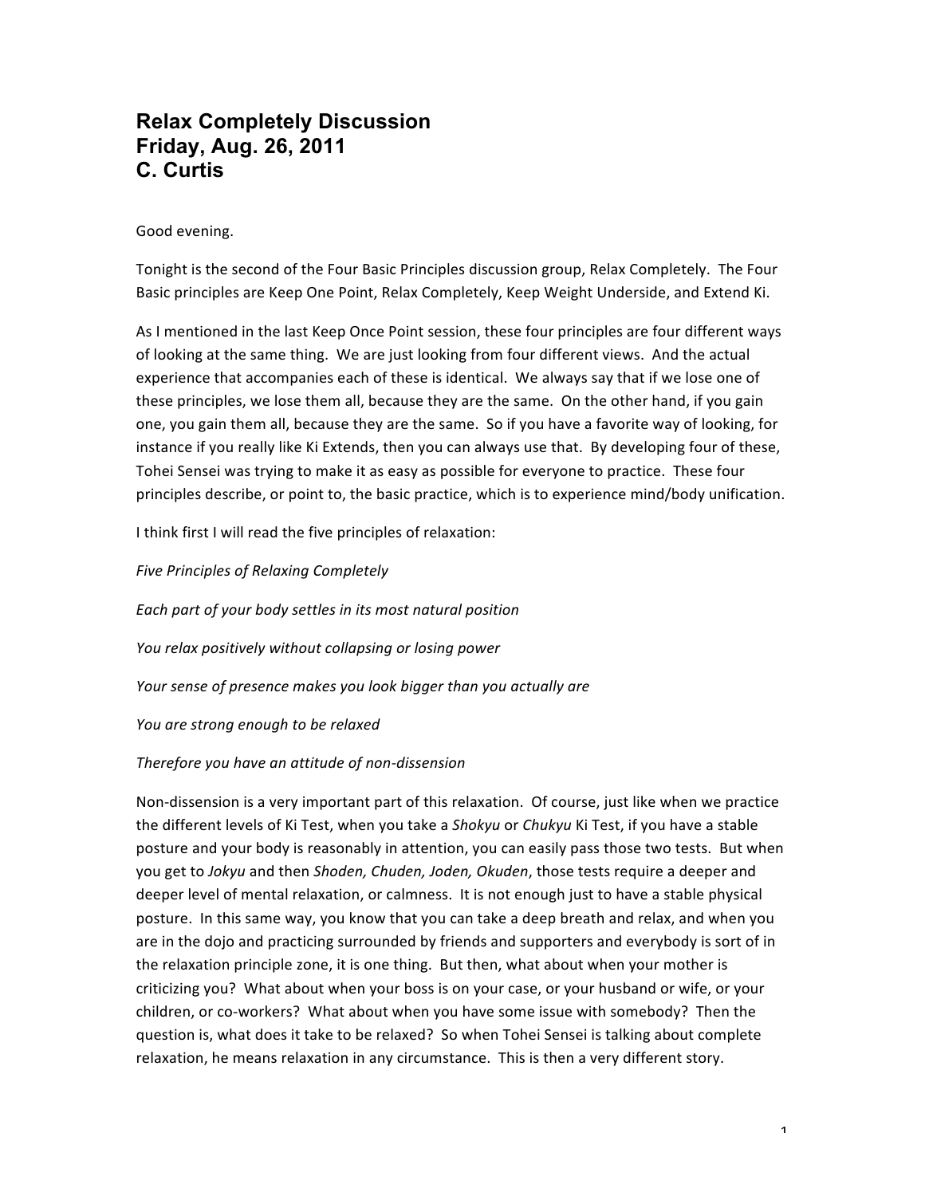# Relax Completely Discussion
# Friday, Aug. 26, 2011
# C. Curtis

Good evening.

Tonight is the second of the Four Basic Principles discussion group, Relax Completely. The Four Basic principles are Keep One Point, Relax Completely, Keep Weight Underside, and Extend Ki.

As I mentioned in the last Keep Once Point session, these four principles are four different ways of looking at the same thing. We are just looking from four different views. And the actual experience that accompanies each of these is identical. We always say that if we lose one of these principles, we lose them all, because they are the same. On the other hand, if you gain one, you gain them all, because they are the same. So if you have a favorite way of looking, for instance if you really like Ki Extends, then you can always use that. By developing four of these, Tohei Sensei was trying to make it as easy as possible for everyone to practice. These four principles describe, or point to, the basic practice, which is to experience mind/body unification.

I think first I will read the five principles of relaxation:

*Five Principles of Relaxing Completely*

*Each part of your body settles in its most natural position*

*You relax positively without collapsing or losing power*

*Your sense of presence makes you look bigger than you actually are*

*You are strong enough to be relaxed*

*Therefore you have an attitude of non-dissension*

Non-dissension is a very important part of this relaxation. Of course, just like when we practice the different levels of Ki Test, when you take a *Shokyu* or *Chukyu* Ki Test, if you have a stable posture and your body is reasonably in attention, you can easily pass those two tests. But when you get to *Jokyu* and then *Shoden, Chuden, Joden, Okuden*, those tests require a deeper and deeper level of mental relaxation, or calmness. It is not enough just to have a stable physical posture. In this same way, you know that you can take a deep breath and relax, and when you are in the dojo and practicing surrounded by friends and supporters and everybody is sort of in the relaxation principle zone, it is one thing. But then, what about when your mother is criticizing you? What about when your boss is on your case, or your husband or wife, or your children, or co-workers? What about when you have some issue with somebody? Then the question is, what does it take to be relaxed? So when Tohei Sensei is talking about complete relaxation, he means relaxation in any circumstance. This is then a very different story.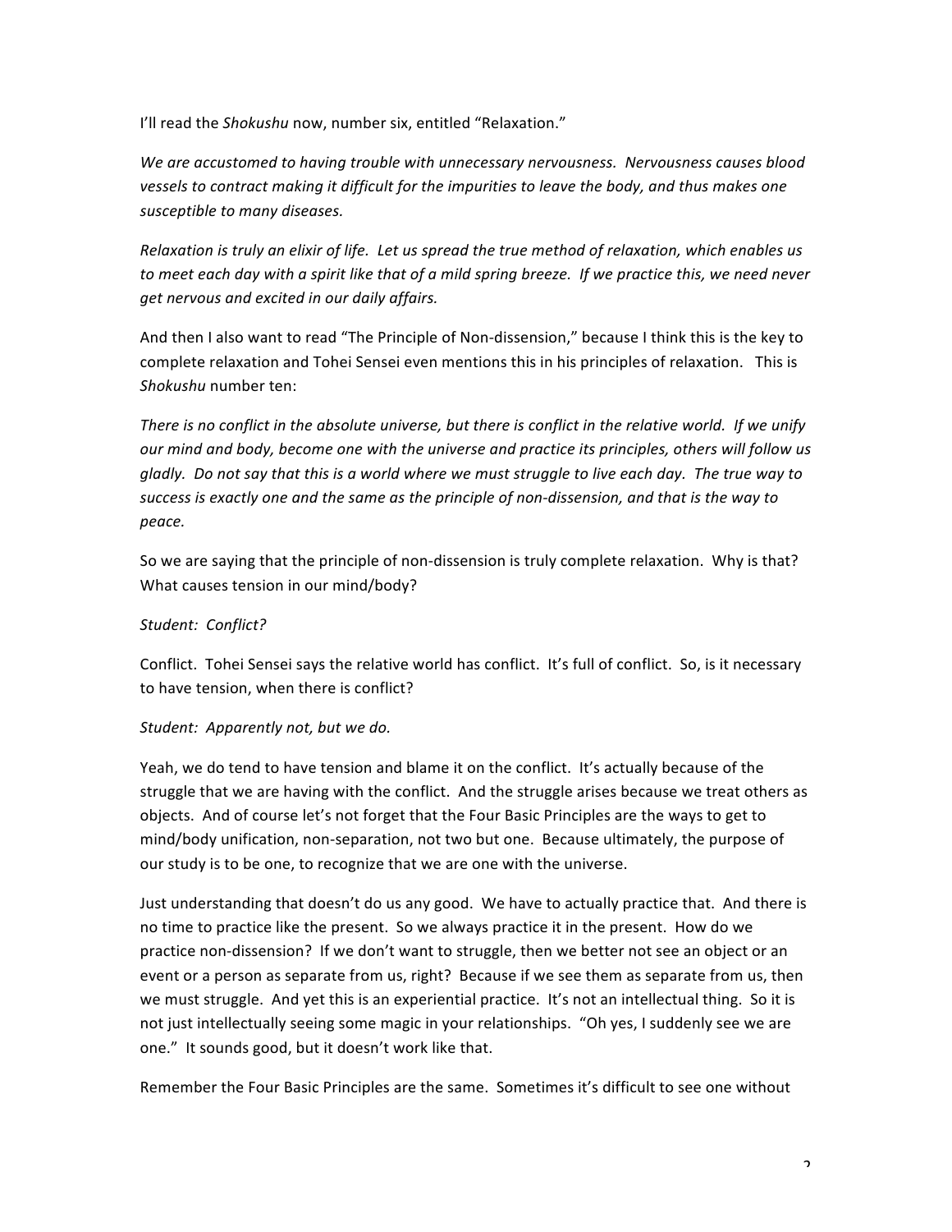I'll read the *Shokushu* now, number six, entitled "Relaxation."

*We are accustomed to having trouble with unnecessary nervousness. Nervousness causes blood vessels to contract making it difficult for the impurities to leave the body, and thus makes one susceptible to many diseases.*

*Relaxation is truly an elixir of life. Let us spread the true method of relaxation, which enables us to meet each day with a spirit like that of a mild spring breeze. If we practice this, we need never get nervous and excited in our daily affairs.*

And then I also want to read "The Principle of Non-dissension," because I think this is the key to complete relaxation and Tohei Sensei even mentions this in his principles of relaxation. This is *Shokushu* number ten:

*There is no conflict in the absolute universe, but there is conflict in the relative world. If we unify our mind and body, become one with the universe and practice its principles, others will follow us gladly. Do not say that this is a world where we must struggle to live each day. The true way to success is exactly one and the same as the principle of non-dissension, and that is the way to peace.*

So we are saying that the principle of non-dissension is truly complete relaxation. Why is that? What causes tension in our mind/body?

*Student: Conflict?*

Conflict. Tohei Sensei says the relative world has conflict. It's full of conflict. So, is it necessary to have tension, when there is conflict?

*Student: Apparently not, but we do.*

Yeah, we do tend to have tension and blame it on the conflict. It's actually because of the struggle that we are having with the conflict. And the struggle arises because we treat others as objects. And of course let's not forget that the Four Basic Principles are the ways to get to mind/body unification, non-separation, not two but one. Because ultimately, the purpose of our study is to be one, to recognize that we are one with the universe.

Just understanding that doesn't do us any good. We have to actually practice that. And there is no time to practice like the present. So we always practice it in the present. How do we practice non-dissension? If we don't want to struggle, then we better not see an object or an event or a person as separate from us, right? Because if we see them as separate from us, then we must struggle. And yet this is an experiential practice. It's not an intellectual thing. So it is not just intellectually seeing some magic in your relationships. "Oh yes, I suddenly see we are one." It sounds good, but it doesn't work like that.

Remember the Four Basic Principles are the same. Sometimes it's difficult to see one without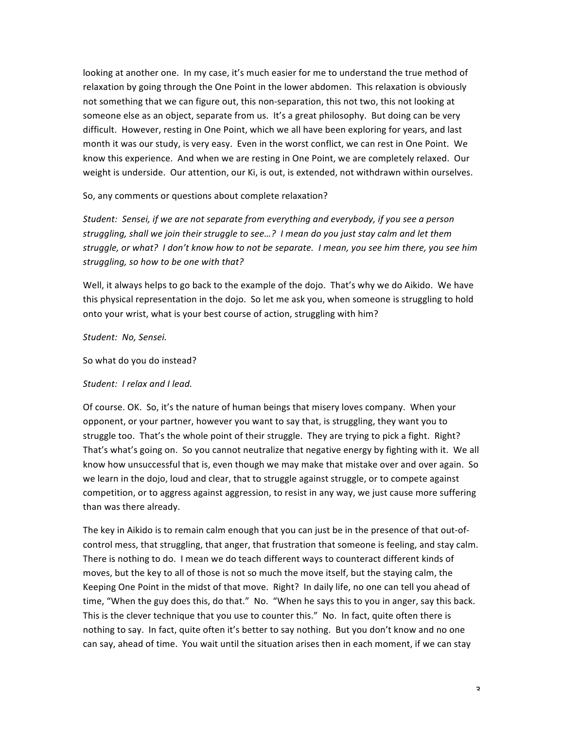looking at another one. In my case, it's much easier for me to understand the true method of relaxation by going through the One Point in the lower abdomen. This relaxation is obviously not something that we can figure out, this non-separation, this not two, this not looking at someone else as an object, separate from us. It's a great philosophy. But doing can be very difficult. However, resting in One Point, which we all have been exploring for years, and last month it was our study, is very easy. Even in the worst conflict, we can rest in One Point. We know this experience. And when we are resting in One Point, we are completely relaxed. Our weight is underside. Our attention, our Ki, is out, is extended, not withdrawn within ourselves.

So, any comments or questions about complete relaxation?

*Student: Sensei, if we are not separate from everything and everybody, if you see a person struggling, shall we join their struggle to see…? I mean do you just stay calm and let them struggle, or what? I don't know how to not be separate. I mean, you see him there, you see him struggling, so how to be one with that?*

Well, it always helps to go back to the example of the dojo. That's why we do Aikido. We have this physical representation in the dojo. So let me ask you, when someone is struggling to hold onto your wrist, what is your best course of action, struggling with him?

*Student: No, Sensei.*

So what do you do instead?

*Student: I relax and I lead.*

Of course. OK. So, it's the nature of human beings that misery loves company. When your opponent, or your partner, however you want to say that, is struggling, they want you to struggle too. That's the whole point of their struggle. They are trying to pick a fight. Right? That's what's going on. So you cannot neutralize that negative energy by fighting with it. We all know how unsuccessful that is, even though we may make that mistake over and over again. So we learn in the dojo, loud and clear, that to struggle against struggle, or to compete against competition, or to aggress against aggression, to resist in any way, we just cause more suffering than was there already.

The key in Aikido is to remain calm enough that you can just be in the presence of that out-of-control mess, that struggling, that anger, that frustration that someone is feeling, and stay calm. There is nothing to do. I mean we do teach different ways to counteract different kinds of moves, but the key to all of those is not so much the move itself, but the staying calm, the Keeping One Point in the midst of that move. Right? In daily life, no one can tell you ahead of time, "When the guy does this, do that." No. "When he says this to you in anger, say this back. This is the clever technique that you use to counter this." No. In fact, quite often there is nothing to say. In fact, quite often it's better to say nothing. But you don't know and no one can say, ahead of time. You wait until the situation arises then in each moment, if we can stay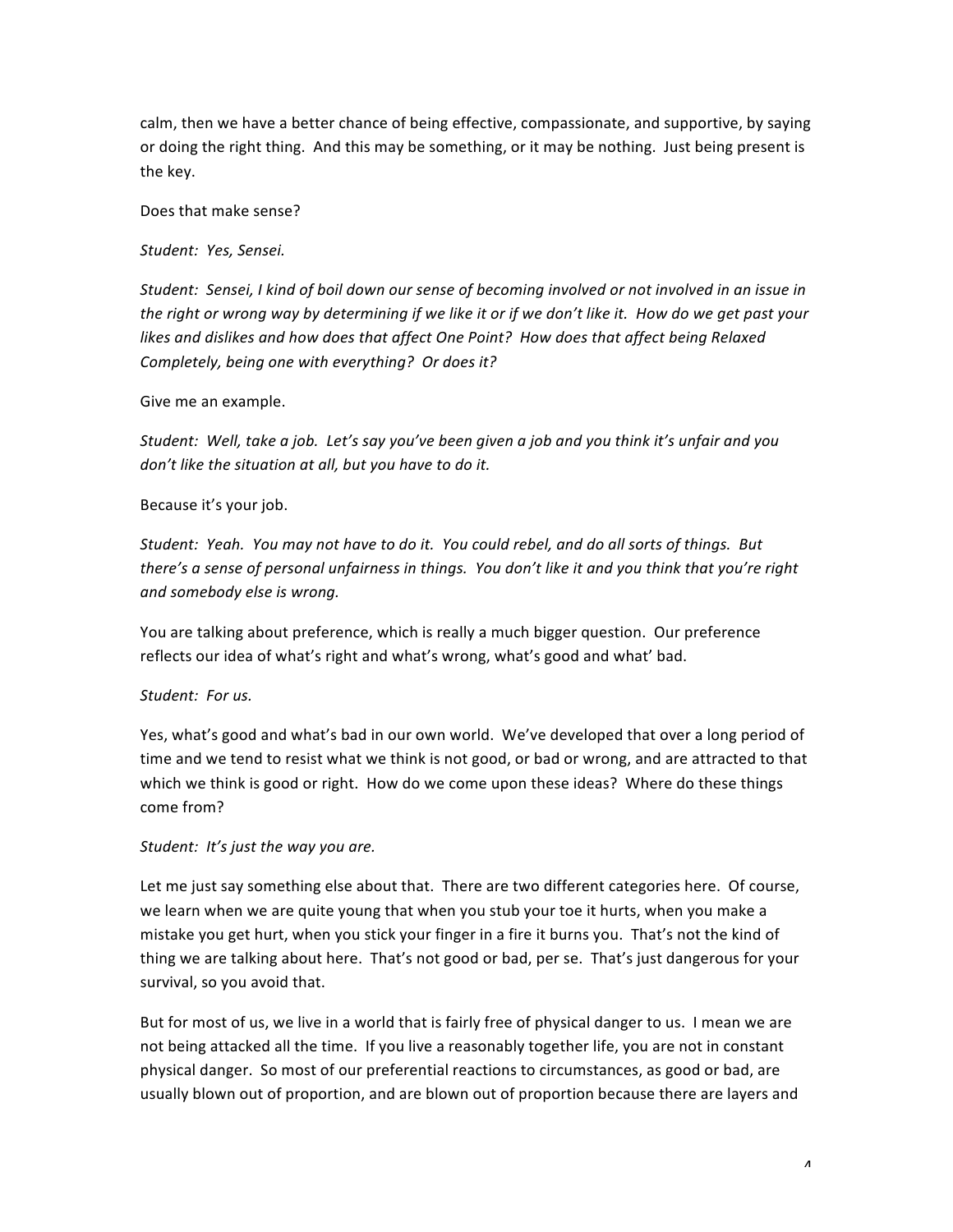calm, then we have a better chance of being effective, compassionate, and supportive, by saying or doing the right thing. And this may be something, or it may be nothing. Just being present is the key.

Does that make sense?

*Student: Yes, Sensei.*

*Student: Sensei, I kind of boil down our sense of becoming involved or not involved in an issue in the right or wrong way by determining if we like it or if we don't like it. How do we get past your likes and dislikes and how does that affect One Point? How does that affect being Relaxed Completely, being one with everything? Or does it?*

Give me an example.

*Student: Well, take a job. Let's say you've been given a job and you think it's unfair and you don't like the situation at all, but you have to do it.*

Because it's your job.

*Student: Yeah. You may not have to do it. You could rebel, and do all sorts of things. But there's a sense of personal unfairness in things. You don't like it and you think that you're right and somebody else is wrong.*

You are talking about preference, which is really a much bigger question. Our preference reflects our idea of what's right and what's wrong, what's good and what' bad.

*Student: For us.*

Yes, what's good and what's bad in our own world. We've developed that over a long period of time and we tend to resist what we think is not good, or bad or wrong, and are attracted to that which we think is good or right. How do we come upon these ideas? Where do these things come from?

*Student: It's just the way you are.*

Let me just say something else about that. There are two different categories here. Of course, we learn when we are quite young that when you stub your toe it hurts, when you make a mistake you get hurt, when you stick your finger in a fire it burns you. That's not the kind of thing we are talking about here. That's not good or bad, per se. That's just dangerous for your survival, so you avoid that.

But for most of us, we live in a world that is fairly free of physical danger to us. I mean we are not being attacked all the time. If you live a reasonably together life, you are not in constant physical danger. So most of our preferential reactions to circumstances, as good or bad, are usually blown out of proportion, and are blown out of proportion because there are layers and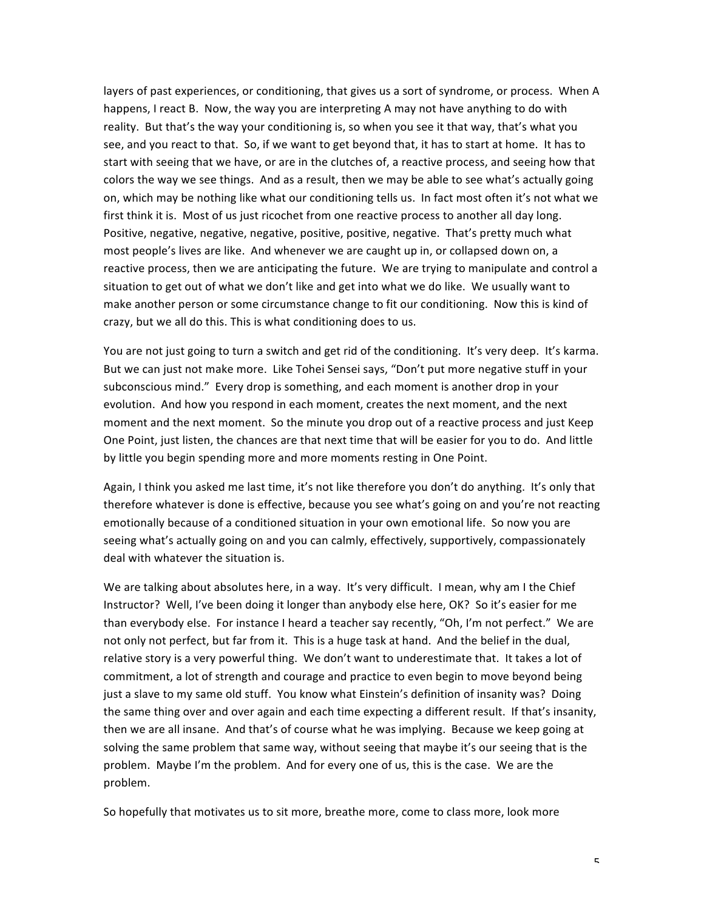layers of past experiences, or conditioning, that gives us a sort of syndrome, or process. When A happens, I react B. Now, the way you are interpreting A may not have anything to do with reality. But that's the way your conditioning is, so when you see it that way, that's what you see, and you react to that. So, if we want to get beyond that, it has to start at home. It has to start with seeing that we have, or are in the clutches of, a reactive process, and seeing how that colors the way we see things. And as a result, then we may be able to see what's actually going on, which may be nothing like what our conditioning tells us. In fact most often it's not what we first think it is. Most of us just ricochet from one reactive process to another all day long. Positive, negative, negative, negative, positive, positive, negative. That's pretty much what most people's lives are like. And whenever we are caught up in, or collapsed down on, a reactive process, then we are anticipating the future. We are trying to manipulate and control a situation to get out of what we don't like and get into what we do like. We usually want to make another person or some circumstance change to fit our conditioning. Now this is kind of crazy, but we all do this. This is what conditioning does to us.

You are not just going to turn a switch and get rid of the conditioning. It's very deep. It's karma. But we can just not make more. Like Tohei Sensei says, "Don't put more negative stuff in your subconscious mind." Every drop is something, and each moment is another drop in your evolution. And how you respond in each moment, creates the next moment, and the next moment and the next moment. So the minute you drop out of a reactive process and just Keep One Point, just listen, the chances are that next time that will be easier for you to do. And little by little you begin spending more and more moments resting in One Point.

Again, I think you asked me last time, it's not like therefore you don't do anything. It's only that therefore whatever is done is effective, because you see what's going on and you're not reacting emotionally because of a conditioned situation in your own emotional life. So now you are seeing what's actually going on and you can calmly, effectively, supportively, compassionately deal with whatever the situation is.

We are talking about absolutes here, in a way. It's very difficult. I mean, why am I the Chief Instructor? Well, I've been doing it longer than anybody else here, OK? So it's easier for me than everybody else. For instance I heard a teacher say recently, "Oh, I'm not perfect." We are not only not perfect, but far from it. This is a huge task at hand. And the belief in the dual, relative story is a very powerful thing. We don't want to underestimate that. It takes a lot of commitment, a lot of strength and courage and practice to even begin to move beyond being just a slave to my same old stuff. You know what Einstein's definition of insanity was? Doing the same thing over and over again and each time expecting a different result. If that's insanity, then we are all insane. And that's of course what he was implying. Because we keep going at solving the same problem that same way, without seeing that maybe it's our seeing that is the problem. Maybe I'm the problem. And for every one of us, this is the case. We are the problem.

So hopefully that motivates us to sit more, breathe more, come to class more, look more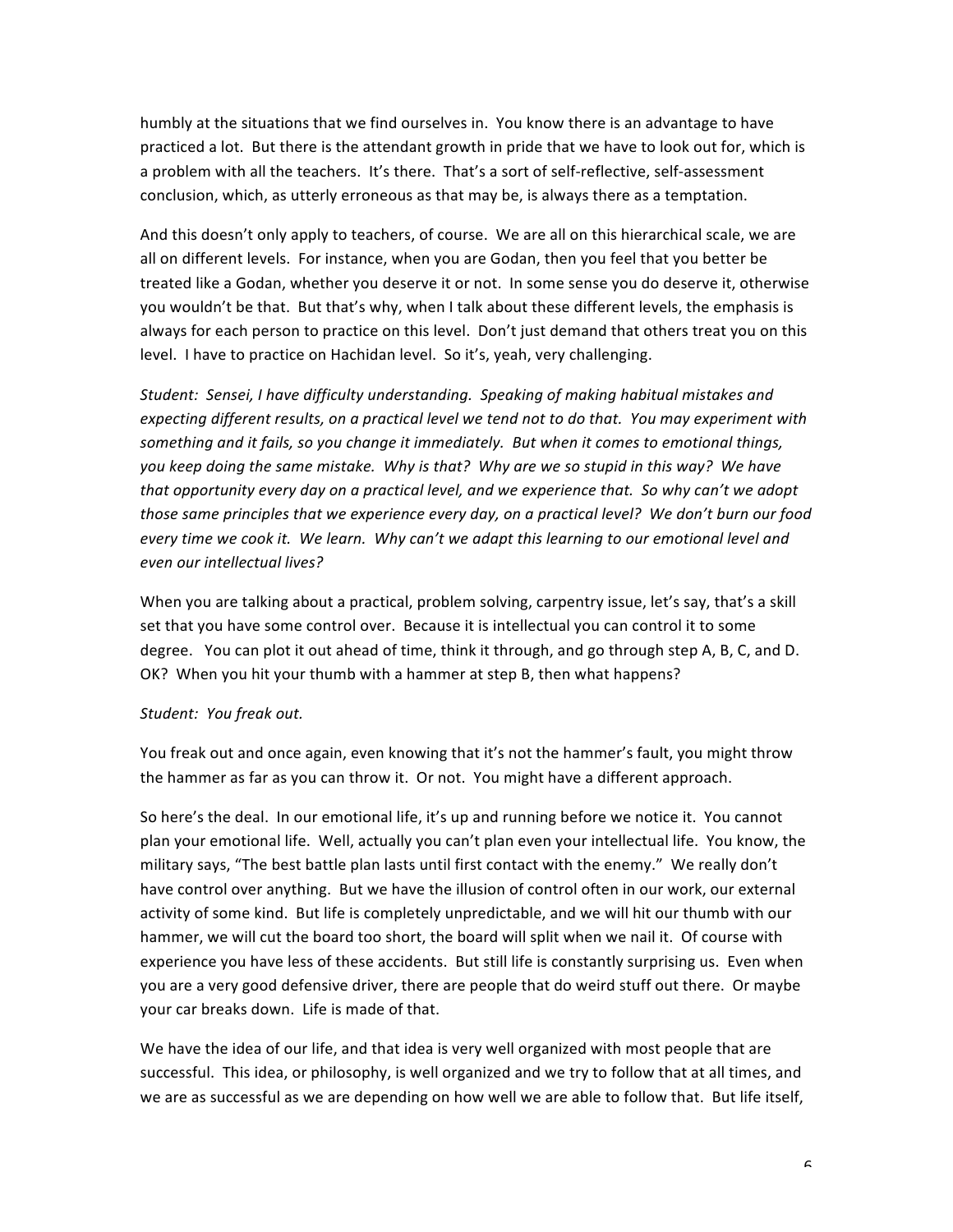humbly at the situations that we find ourselves in. You know there is an advantage to have practiced a lot. But there is the attendant growth in pride that we have to look out for, which is a problem with all the teachers. It's there. That's a sort of self-reflective, self-assessment conclusion, which, as utterly erroneous as that may be, is always there as a temptation.

And this doesn't only apply to teachers, of course. We are all on this hierarchical scale, we are all on different levels. For instance, when you are Godan, then you feel that you better be treated like a Godan, whether you deserve it or not. In some sense you do deserve it, otherwise you wouldn't be that. But that's why, when I talk about these different levels, the emphasis is always for each person to practice on this level. Don't just demand that others treat you on this level. I have to practice on Hachidan level. So it's, yeah, very challenging.

*Student: Sensei, I have difficulty understanding. Speaking of making habitual mistakes and expecting different results, on a practical level we tend not to do that. You may experiment with something and it fails, so you change it immediately. But when it comes to emotional things, you keep doing the same mistake. Why is that? Why are we so stupid in this way? We have that opportunity every day on a practical level, and we experience that. So why can't we adopt those same principles that we experience every day, on a practical level? We don't burn our food every time we cook it. We learn. Why can't we adapt this learning to our emotional level and even our intellectual lives?*

When you are talking about a practical, problem solving, carpentry issue, let's say, that's a skill set that you have some control over. Because it is intellectual you can control it to some degree. You can plot it out ahead of time, think it through, and go through step A, B, C, and D. OK? When you hit your thumb with a hammer at step B, then what happens?

*Student: You freak out.*

You freak out and once again, even knowing that it's not the hammer's fault, you might throw the hammer as far as you can throw it. Or not. You might have a different approach.

So here's the deal. In our emotional life, it's up and running before we notice it. You cannot plan your emotional life. Well, actually you can't plan even your intellectual life. You know, the military says, "The best battle plan lasts until first contact with the enemy." We really don't have control over anything. But we have the illusion of control often in our work, our external activity of some kind. But life is completely unpredictable, and we will hit our thumb with our hammer, we will cut the board too short, the board will split when we nail it. Of course with experience you have less of these accidents. But still life is constantly surprising us. Even when you are a very good defensive driver, there are people that do weird stuff out there. Or maybe your car breaks down. Life is made of that.

We have the idea of our life, and that idea is very well organized with most people that are successful. This idea, or philosophy, is well organized and we try to follow that at all times, and we are as successful as we are depending on how well we are able to follow that. But life itself,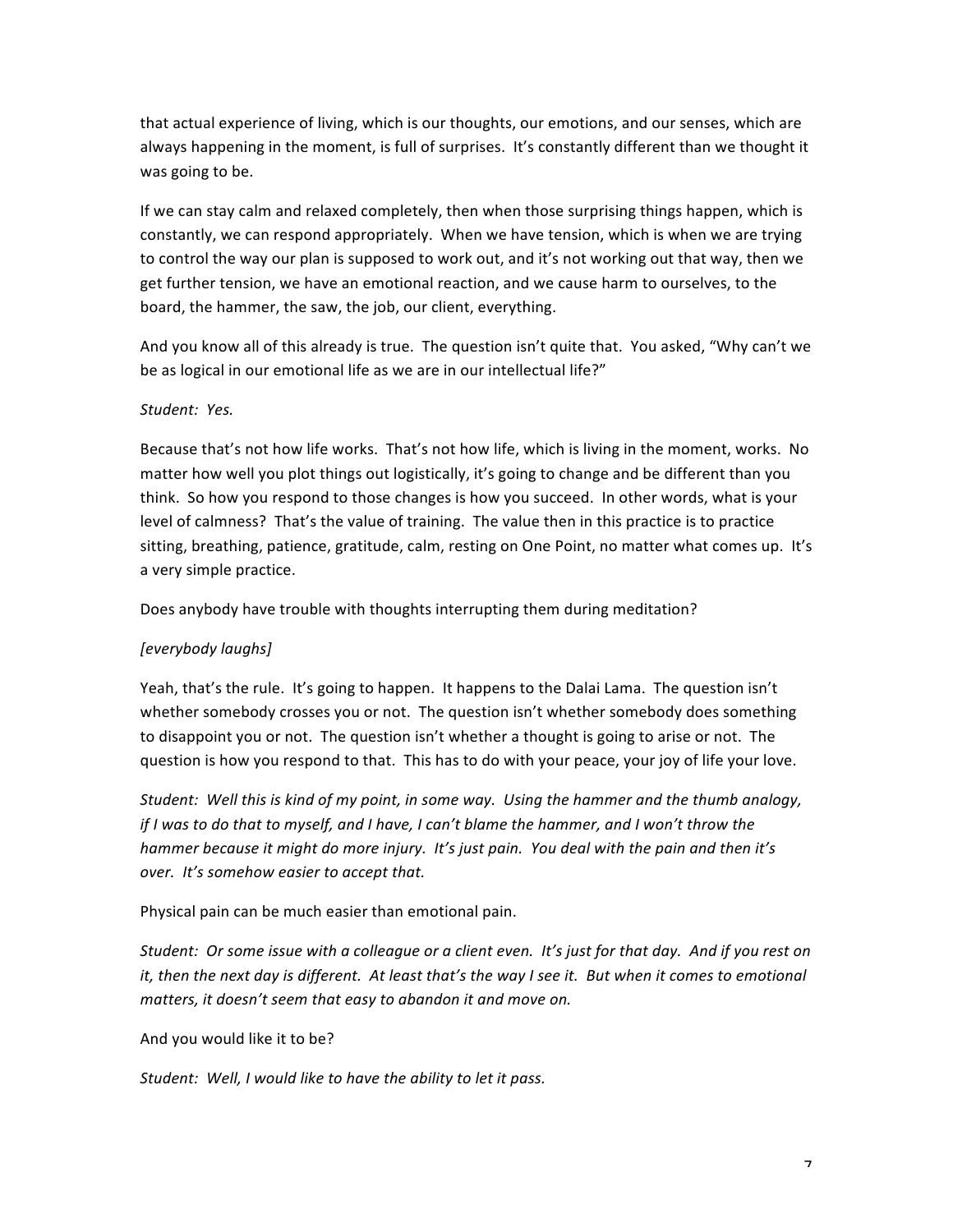that actual experience of living, which is our thoughts, our emotions, and our senses, which are always happening in the moment, is full of surprises. It's constantly different than we thought it was going to be.

If we can stay calm and relaxed completely, then when those surprising things happen, which is constantly, we can respond appropriately. When we have tension, which is when we are trying to control the way our plan is supposed to work out, and it's not working out that way, then we get further tension, we have an emotional reaction, and we cause harm to ourselves, to the board, the hammer, the saw, the job, our client, everything.

And you know all of this already is true. The question isn't quite that. You asked, "Why can't we be as logical in our emotional life as we are in our intellectual life?"

*Student: Yes.*

Because that's not how life works. That's not how life, which is living in the moment, works. No matter how well you plot things out logistically, it's going to change and be different than you think. So how you respond to those changes is how you succeed. In other words, what is your level of calmness? That's the value of training. The value then in this practice is to practice sitting, breathing, patience, gratitude, calm, resting on One Point, no matter what comes up. It's a very simple practice.

Does anybody have trouble with thoughts interrupting them during meditation?

*[everybody laughs]*

Yeah, that's the rule. It's going to happen. It happens to the Dalai Lama. The question isn't whether somebody crosses you or not. The question isn't whether somebody does something to disappoint you or not. The question isn't whether a thought is going to arise or not. The question is how you respond to that. This has to do with your peace, your joy of life your love.

*Student: Well this is kind of my point, in some way. Using the hammer and the thumb analogy, if I was to do that to myself, and I have, I can't blame the hammer, and I won't throw the hammer because it might do more injury. It's just pain. You deal with the pain and then it's over. It's somehow easier to accept that.*

Physical pain can be much easier than emotional pain.

*Student: Or some issue with a colleague or a client even. It's just for that day. And if you rest on it, then the next day is different. At least that's the way I see it. But when it comes to emotional matters, it doesn't seem that easy to abandon it and move on.*

And you would like it to be?

*Student: Well, I would like to have the ability to let it pass.*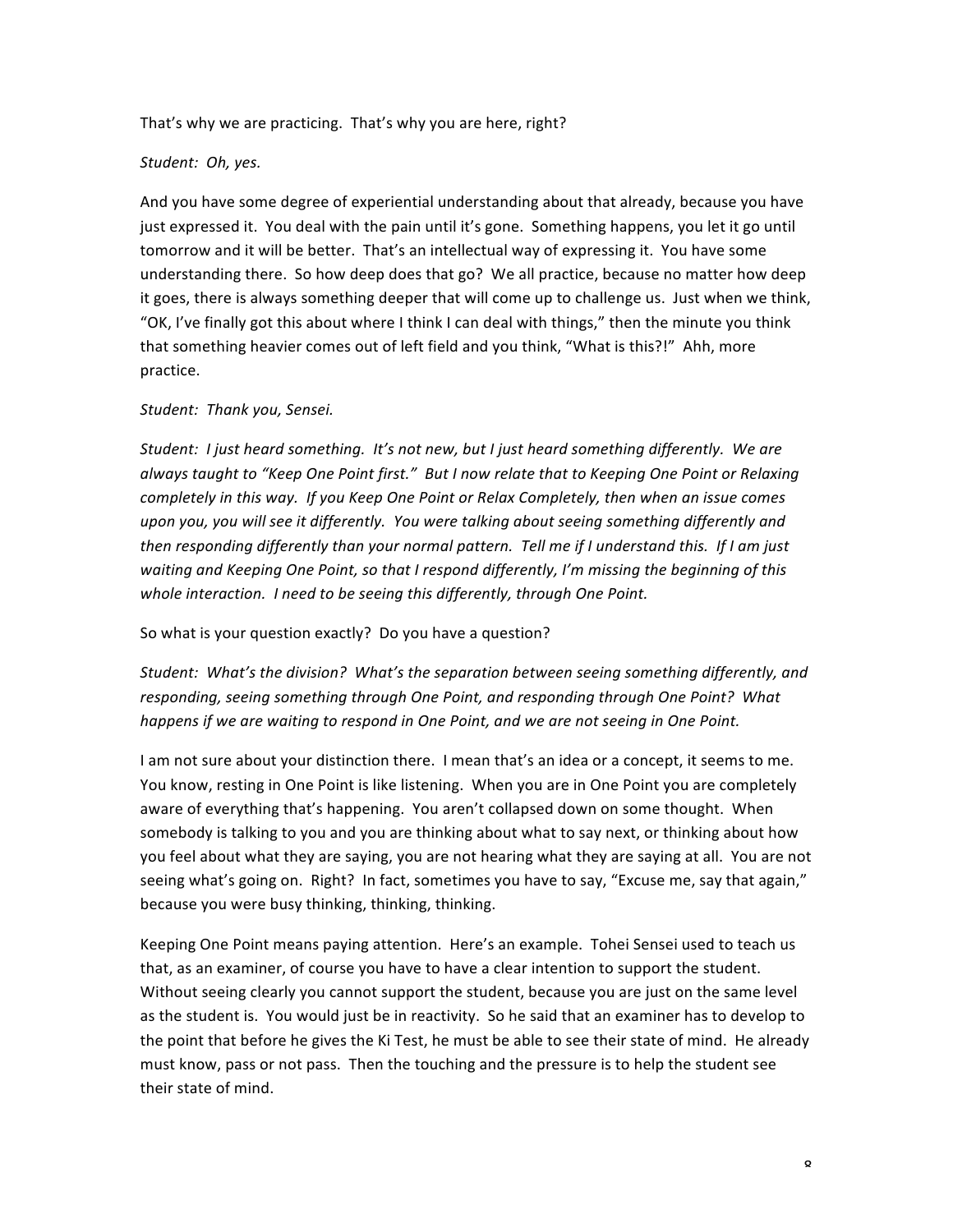That's why we are practicing. That's why you are here, right?

*Student: Oh, yes.*

And you have some degree of experiential understanding about that already, because you have just expressed it. You deal with the pain until it's gone. Something happens, you let it go until tomorrow and it will be better. That's an intellectual way of expressing it. You have some understanding there. So how deep does that go? We all practice, because no matter how deep it goes, there is always something deeper that will come up to challenge us. Just when we think, "OK, I've finally got this about where I think I can deal with things," then the minute you think that something heavier comes out of left field and you think, "What is this?!" Ahh, more practice.

*Student: Thank you, Sensei.*

*Student: I just heard something. It's not new, but I just heard something differently. We are always taught to "Keep One Point first." But I now relate that to Keeping One Point or Relaxing completely in this way. If you Keep One Point or Relax Completely, then when an issue comes upon you, you will see it differently. You were talking about seeing something differently and then responding differently than your normal pattern. Tell me if I understand this. If I am just waiting and Keeping One Point, so that I respond differently, I'm missing the beginning of this whole interaction. I need to be seeing this differently, through One Point.*

So what is your question exactly? Do you have a question?

*Student: What's the division? What's the separation between seeing something differently, and responding, seeing something through One Point, and responding through One Point? What happens if we are waiting to respond in One Point, and we are not seeing in One Point.*

I am not sure about your distinction there. I mean that's an idea or a concept, it seems to me. You know, resting in One Point is like listening. When you are in One Point you are completely aware of everything that's happening. You aren't collapsed down on some thought. When somebody is talking to you and you are thinking about what to say next, or thinking about how you feel about what they are saying, you are not hearing what they are saying at all. You are not seeing what's going on. Right? In fact, sometimes you have to say, "Excuse me, say that again," because you were busy thinking, thinking, thinking.

Keeping One Point means paying attention. Here's an example. Tohei Sensei used to teach us that, as an examiner, of course you have to have a clear intention to support the student. Without seeing clearly you cannot support the student, because you are just on the same level as the student is. You would just be in reactivity. So he said that an examiner has to develop to the point that before he gives the Ki Test, he must be able to see their state of mind. He already must know, pass or not pass. Then the touching and the pressure is to help the student see their state of mind.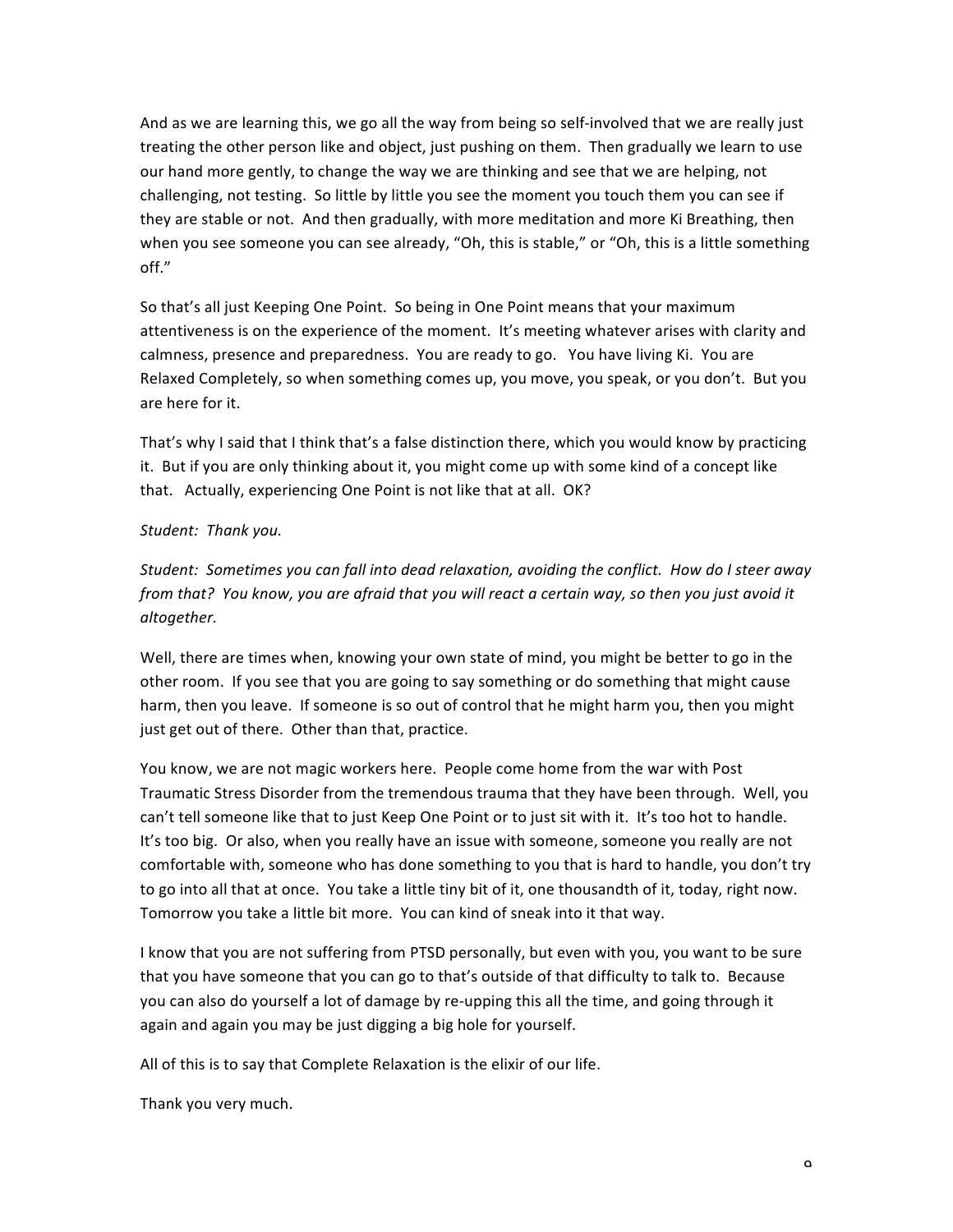And as we are learning this, we go all the way from being so self-involved that we are really just treating the other person like and object, just pushing on them. Then gradually we learn to use our hand more gently, to change the way we are thinking and see that we are helping, not challenging, not testing. So little by little you see the moment you touch them you can see if they are stable or not. And then gradually, with more meditation and more Ki Breathing, then when you see someone you can see already, "Oh, this is stable," or "Oh, this is a little something off."

So that's all just Keeping One Point. So being in One Point means that your maximum attentiveness is on the experience of the moment. It's meeting whatever arises with clarity and calmness, presence and preparedness. You are ready to go. You have living Ki. You are Relaxed Completely, so when something comes up, you move, you speak, or you don't. But you are here for it.

That's why I said that I think that's a false distinction there, which you would know by practicing it. But if you are only thinking about it, you might come up with some kind of a concept like that. Actually, experiencing One Point is not like that at all. OK?

*Student: Thank you.*

*Student: Sometimes you can fall into dead relaxation, avoiding the conflict. How do I steer away from that? You know, you are afraid that you will react a certain way, so then you just avoid it altogether.*

Well, there are times when, knowing your own state of mind, you might be better to go in the other room. If you see that you are going to say something or do something that might cause harm, then you leave. If someone is so out of control that he might harm you, then you might just get out of there. Other than that, practice.

You know, we are not magic workers here. People come home from the war with Post Traumatic Stress Disorder from the tremendous trauma that they have been through. Well, you can't tell someone like that to just Keep One Point or to just sit with it. It's too hot to handle. It's too big. Or also, when you really have an issue with someone, someone you really are not comfortable with, someone who has done something to you that is hard to handle, you don't try to go into all that at once. You take a little tiny bit of it, one thousandth of it, today, right now. Tomorrow you take a little bit more. You can kind of sneak into it that way.

I know that you are not suffering from PTSD personally, but even with you, you want to be sure that you have someone that you can go to that's outside of that difficulty to talk to. Because you can also do yourself a lot of damage by re-upping this all the time, and going through it again and again you may be just digging a big hole for yourself.

All of this is to say that Complete Relaxation is the elixir of our life.

Thank you very much.